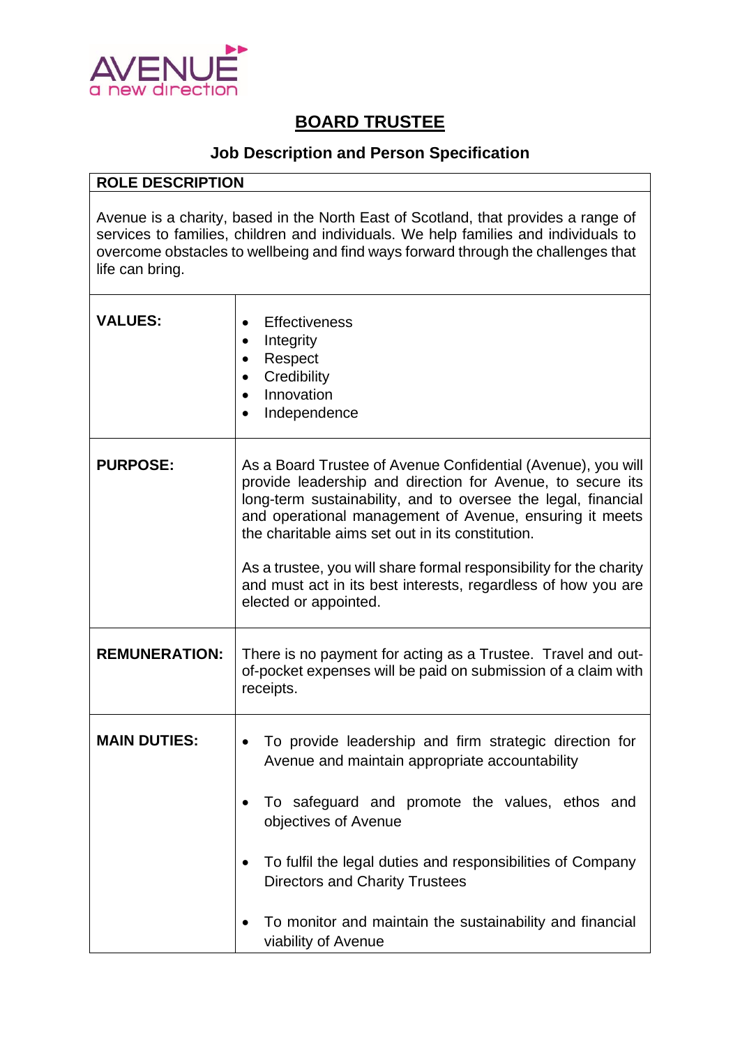AVENUE
a new direction

# BOARD TRUSTEE

## Job Description and Person Specification

| ROLE DESCRIPTION | |
|---|---|
| Avenue is a charity, based in the North East of Scotland, that provides a range of services to families, children and individuals. We help families and individuals to overcome obstacles to wellbeing and find ways forward through the challenges that life can bring. | |
| **VALUES:** | • Effectiveness<br>• Integrity<br>• Respect<br>• Credibility<br>• Innovation<br>• Independence |
| **PURPOSE:** | As a Board Trustee of Avenue Confidential (Avenue), you will provide leadership and direction for Avenue, to secure its long-term sustainability, and to oversee the legal, financial and operational management of Avenue, ensuring it meets the charitable aims set out in its constitution.<br><br>As a trustee, you will share formal responsibility for the charity and must act in its best interests, regardless of how you are elected or appointed. |
| **REMUNERATION:** | There is no payment for acting as a Trustee. Travel and out-of-pocket expenses will be paid on submission of a claim with receipts. |
| **MAIN DUTIES:** | • To provide leadership and firm strategic direction for Avenue and maintain appropriate accountability<br><br>• To safeguard and promote the values, ethos and objectives of Avenue<br><br>• To fulfil the legal duties and responsibilities of Company Directors and Charity Trustees<br><br>• To monitor and maintain the sustainability and financial viability of Avenue |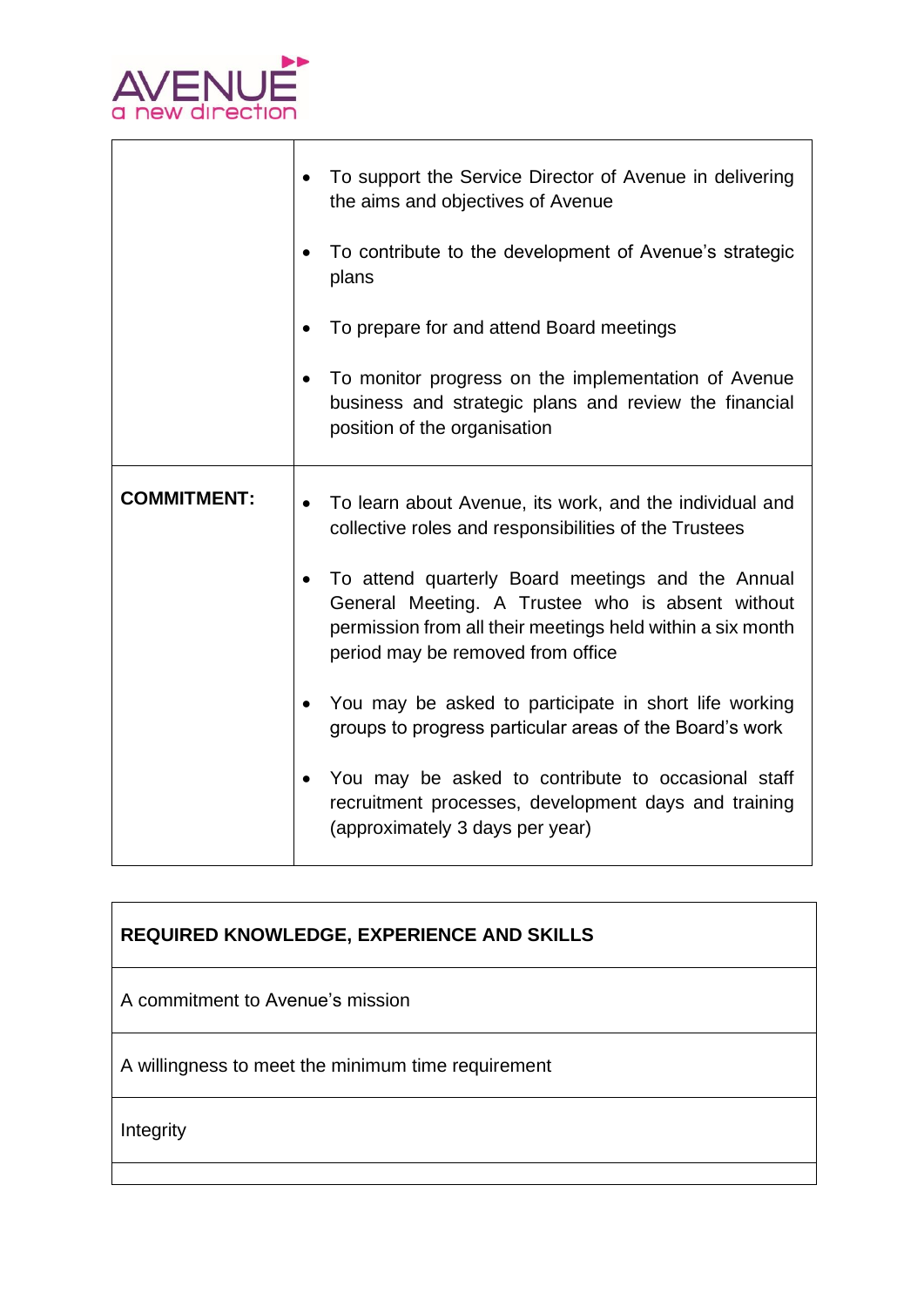| | |
|---|---|
| | • To support the Service Director of Avenue in delivering the aims and objectives of Avenue<br>• To contribute to the development of Avenue's strategic plans<br>• To prepare for and attend Board meetings<br>• To monitor progress on the implementation of Avenue business and strategic plans and review the financial position of the organisation |
| **COMMITMENT:** | • To learn about Avenue, its work, and the individual and collective roles and responsibilities of the Trustees<br>• To attend quarterly Board meetings and the Annual General Meeting. A Trustee who is absent without permission from all their meetings held within a six month period may be removed from office<br>• You may be asked to participate in short life working groups to progress particular areas of the Board's work<br>• You may be asked to contribute to occasional staff recruitment processes, development days and training (approximately 3 days per year) |

| **REQUIRED KNOWLEDGE, EXPERIENCE AND SKILLS** |
|---|
| A commitment to Avenue's mission |
| A willingness to meet the minimum time requirement |
| Integrity |
| |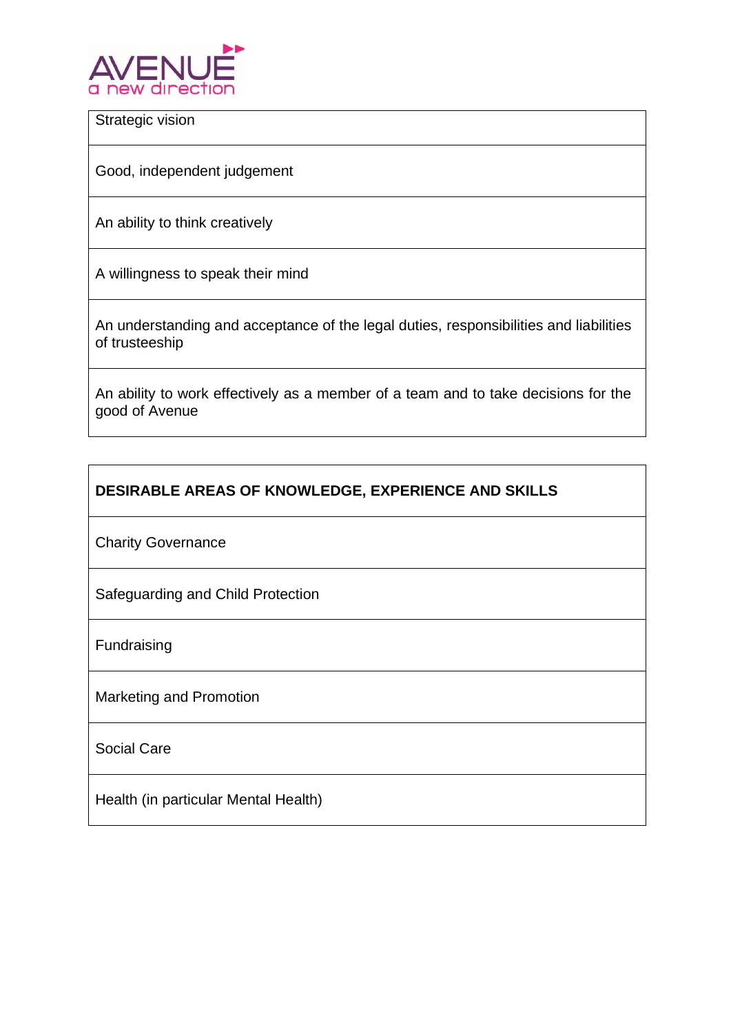| |
|---|
| Strategic vision |
| Good, independent judgement |
| An ability to think creatively |
| A willingness to speak their mind |
| An understanding and acceptance of the legal duties, responsibilities and liabilities of trusteeship |
| An ability to work effectively as a member of a team and to take decisions for the good of Avenue |

| **DESIRABLE AREAS OF KNOWLEDGE, EXPERIENCE AND SKILLS** |
|---|
| Charity Governance |
| Safeguarding and Child Protection |
| Fundraising |
| Marketing and Promotion |
| Social Care |
| Health (in particular Mental Health) |